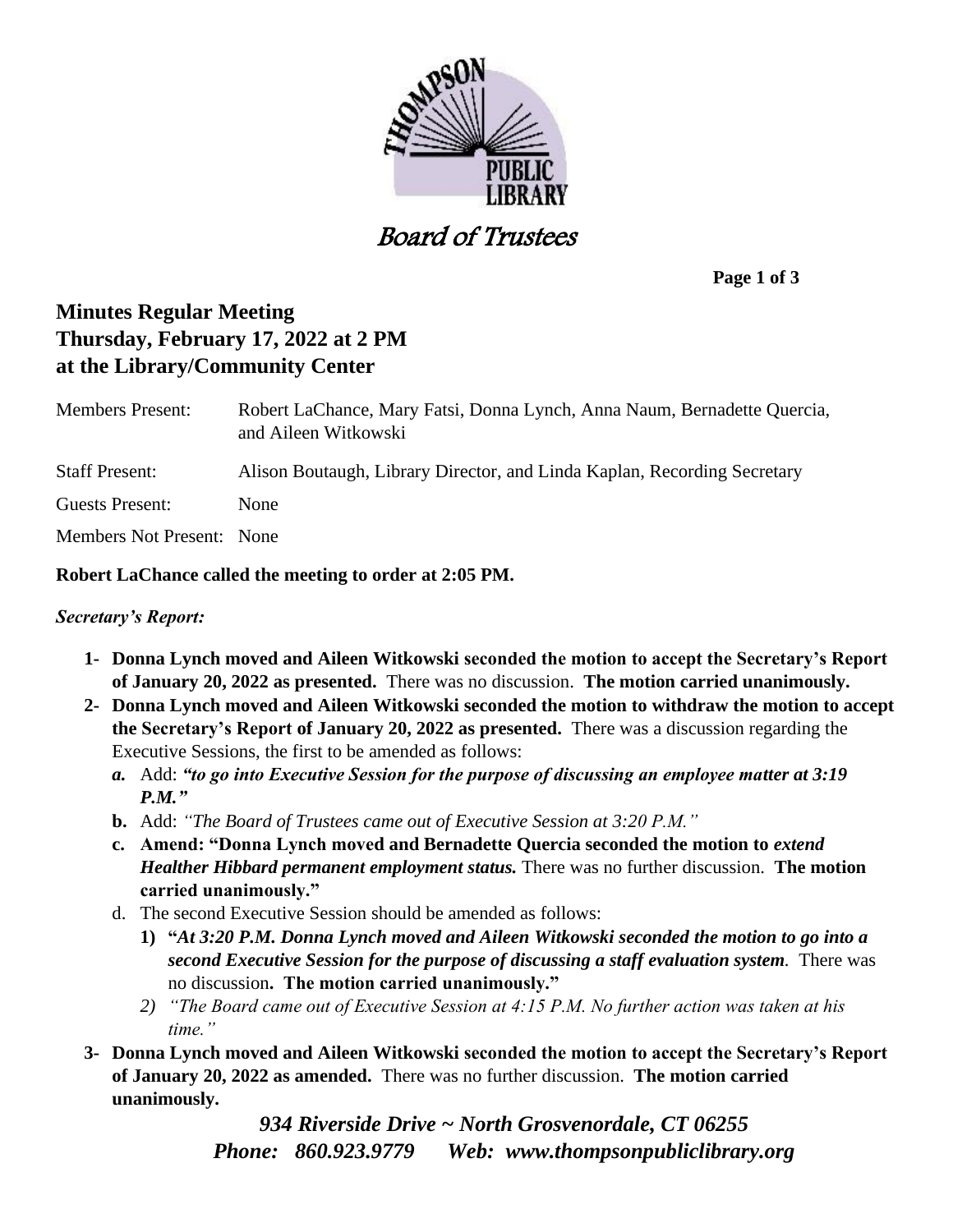# Board of Trustees

## Minutes Regular Meeting
## Thursday, February 17, 2022 at 2 PM
## at the Library/Community Center

| | |
|---|---|
| Members Present: | Robert LaChance, Mary Fatsi, Donna Lynch, Anna Naum, Bernadette Quercia, and Aileen Witkowski |
| Staff Present: | Alison Boutaugh, Library Director, and Linda Kaplan, Recording Secretary |
| Guests Present: | None |
| Members Not Present: | None |

**Robert LaChance called the meeting to order at 2:05 PM.**

***Secretary's Report:***

1- **Donna Lynch moved and Aileen Witkowski seconded the motion to accept the Secretary's Report of January 20, 2022 as presented.** There was no discussion. **The motion carried unanimously.**

2- **Donna Lynch moved and Aileen Witkowski seconded the motion to withdraw the motion to accept the Secretary's Report of January 20, 2022 as presented.** There was a discussion regarding the Executive Sessions, the first to be amended as follows:

   a. Add: ***"to go into Executive Session for the purpose of discussing an employee matter at 3:19 P.M."***
   
   b. Add: *"The Board of Trustees came out of Executive Session at 3:20 P.M."*
   
   c. **Amend: "Donna Lynch moved and Bernadette Quercia seconded the motion to *extend Healther Hibbard permanent employment status.*** There was no further discussion. **The motion carried unanimously."**
   
   d. The second Executive Session should be amended as follows:
   
      1) **"*At 3:20 P.M. Donna Lynch moved and Aileen Witkowski seconded the motion to go into a second Executive Session for the purpose of discussing a staff evaluation system*.** There was no discussion**. The motion carried unanimously."**
      
      2) *"The Board came out of Executive Session at 4:15 P.M. No further action was taken at his time."*

3- **Donna Lynch moved and Aileen Witkowski seconded the motion to accept the Secretary's Report of January 20, 2022 as amended.** There was no further discussion. **The motion carried unanimously.**

*934 Riverside Drive ~ North Grosvenordale, CT 06255*
*Phone: 860.923.9779 Web: www.thompsonpubliclibrary.org*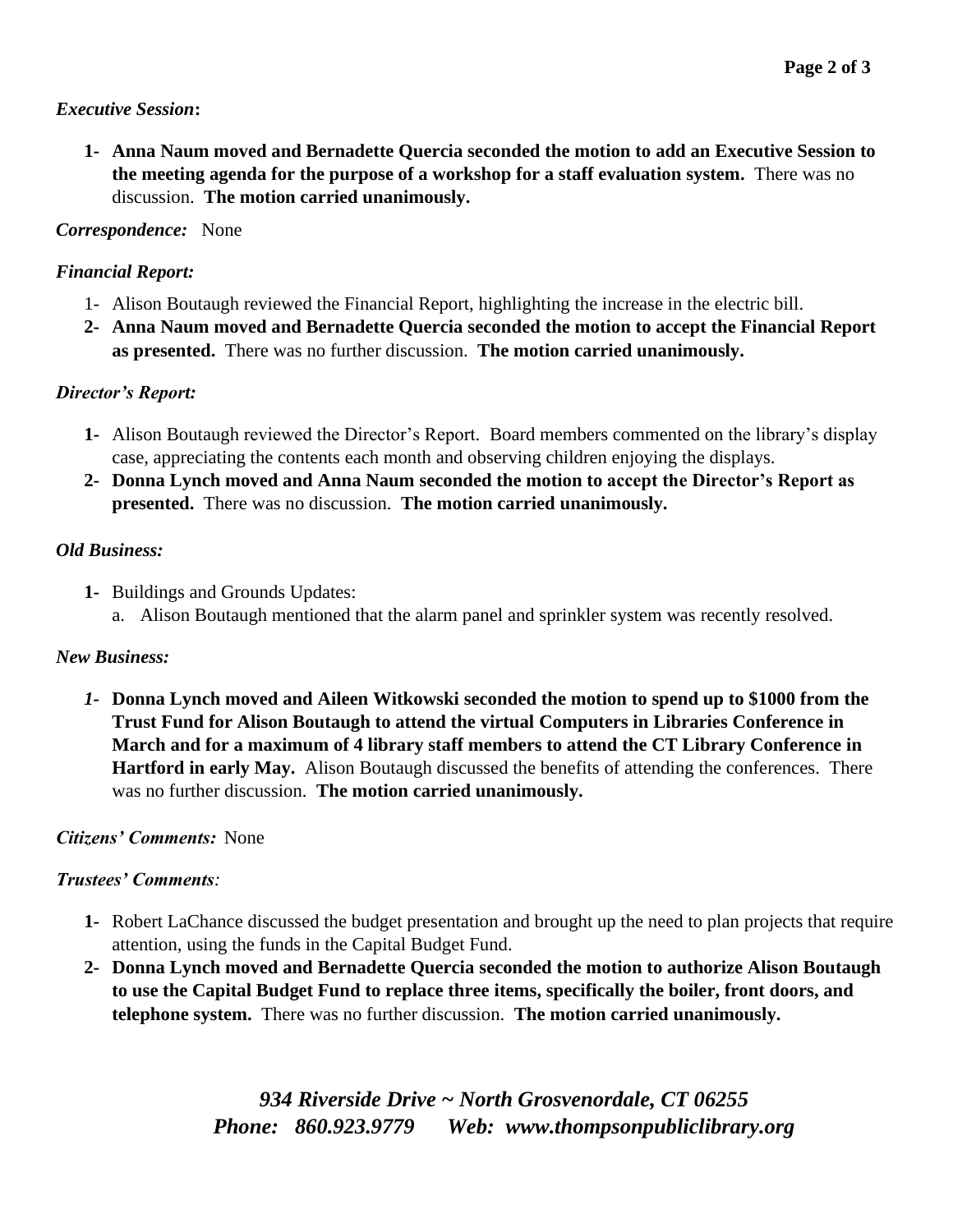*Executive Session***:**

1- **Anna Naum moved and Bernadette Quercia seconded the motion to add an Executive Session to the meeting agenda for the purpose of a workshop for a staff evaluation system.** There was no discussion. **The motion carried unanimously.**

*Correspondence:* None

*Financial Report:*

1- Alison Boutaugh reviewed the Financial Report, highlighting the increase in the electric bill.
2- **Anna Naum moved and Bernadette Quercia seconded the motion to accept the Financial Report as presented.** There was no further discussion. **The motion carried unanimously.**

*Director's Report:*

1- Alison Boutaugh reviewed the Director's Report. Board members commented on the library's display case, appreciating the contents each month and observing children enjoying the displays.
2- **Donna Lynch moved and Anna Naum seconded the motion to accept the Director's Report as presented.** There was no discussion. **The motion carried unanimously.**

*Old Business:*

1- Buildings and Grounds Updates:
   a. Alison Boutaugh mentioned that the alarm panel and sprinkler system was recently resolved.

*New Business:*

*1-* **Donna Lynch moved and Aileen Witkowski seconded the motion to spend up to $1000 from the Trust Fund for Alison Boutaugh to attend the virtual Computers in Libraries Conference in March and for a maximum of 4 library staff members to attend the CT Library Conference in Hartford in early May.** Alison Boutaugh discussed the benefits of attending the conferences. There was no further discussion. **The motion carried unanimously.**

*Citizens' Comments:* None

*Trustees' Comments:*

1- Robert LaChance discussed the budget presentation and brought up the need to plan projects that require attention, using the funds in the Capital Budget Fund.
2- **Donna Lynch moved and Bernadette Quercia seconded the motion to authorize Alison Boutaugh to use the Capital Budget Fund to replace three items, specifically the boiler, front doors, and telephone system.** There was no further discussion. **The motion carried unanimously.**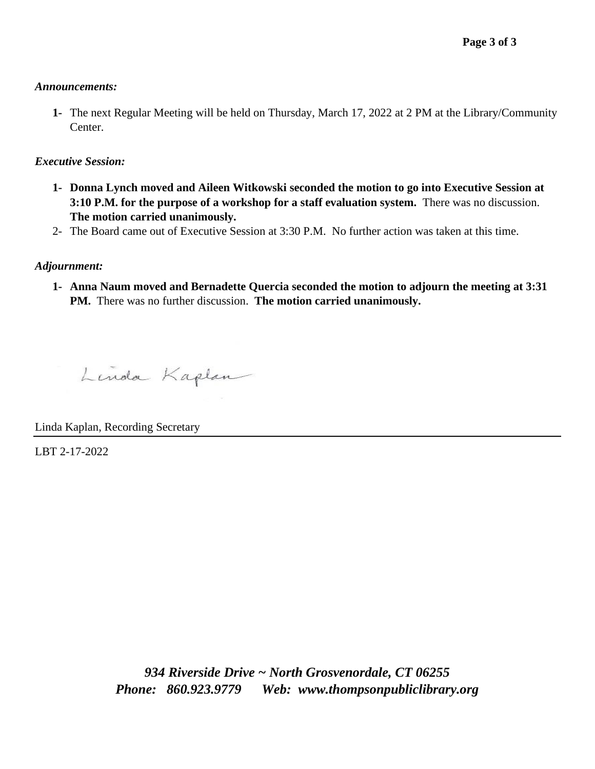*Announcements:*

1- The next Regular Meeting will be held on Thursday, March 17, 2022 at 2 PM at the Library/Community Center.

*Executive Session:*

1- **Donna Lynch moved and Aileen Witkowski seconded the motion to go into Executive Session at 3:10 P.M. for the purpose of a workshop for a staff evaluation system.** There was no discussion. **The motion carried unanimously.**

2- The Board came out of Executive Session at 3:30 P.M. No further action was taken at this time.

*Adjournment:*

1- **Anna Naum moved and Bernadette Quercia seconded the motion to adjourn the meeting at 3:31 PM.** There was no further discussion. **The motion carried unanimously.**

Linda Kaplan

Linda Kaplan, Recording Secretary

LBT 2-17-2022

***934 Riverside Drive ~ North Grosvenordale, CT 06255***
***Phone: 860.923.9779 Web: www.thompsonpubliclibrary.org***